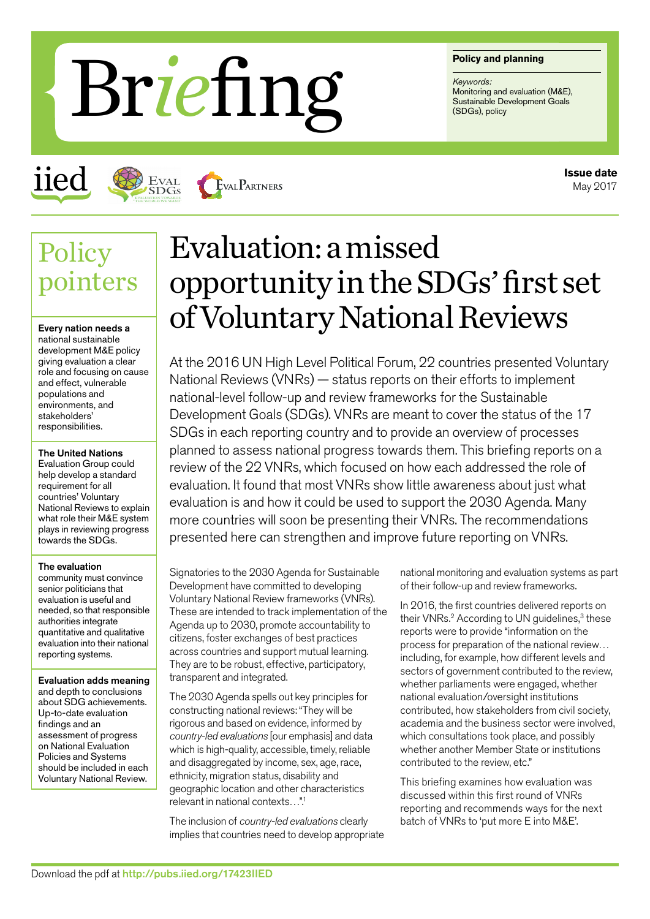# Briefing

**Policy and planning**

*Keywords:*
Monitoring and evaluation (M&E), Sustainable Development Goals (SDGs), policy

**Issue date**
May 2017

## Policy pointers

**Every nation needs a** national sustainable development M&E policy giving evaluation a clear role and focusing on cause and effect, vulnerable populations and environments, and stakeholders' responsibilities.

**The United Nations** Evaluation Group could help develop a standard requirement for all countries' Voluntary National Reviews to explain what role their M&E system plays in reviewing progress towards the SDGs.

**The evaluation** community must convince senior politicians that evaluation is useful and needed, so that responsible authorities integrate quantitative and qualitative evaluation into their national reporting systems.

**Evaluation adds meaning** and depth to conclusions about SDG achievements. Up-to-date evaluation findings and an assessment of progress on National Evaluation Policies and Systems should be included in each Voluntary National Review.

# Evaluation: a missed opportunity in the SDGs' first set of Voluntary National Reviews

At the 2016 UN High Level Political Forum, 22 countries presented Voluntary National Reviews (VNRs) — status reports on their efforts to implement national-level follow-up and review frameworks for the Sustainable Development Goals (SDGs). VNRs are meant to cover the status of the 17 SDGs in each reporting country and to provide an overview of processes planned to assess national progress towards them. This briefing reports on a review of the 22 VNRs, which focused on how each addressed the role of evaluation. It found that most VNRs show little awareness about just what evaluation is and how it could be used to support the 2030 Agenda. Many more countries will soon be presenting their VNRs. The recommendations presented here can strengthen and improve future reporting on VNRs.

Signatories to the 2030 Agenda for Sustainable Development have committed to developing Voluntary National Review frameworks (VNRs). These are intended to track implementation of the Agenda up to 2030, promote accountability to citizens, foster exchanges of best practices across countries and support mutual learning. They are to be robust, effective, participatory, transparent and integrated.

The 2030 Agenda spells out key principles for constructing national reviews: "They will be rigorous and based on evidence, informed by *country-led evaluations* [our emphasis] and data which is high-quality, accessible, timely, reliable and disaggregated by income, sex, age, race, ethnicity, migration status, disability and geographic location and other characteristics relevant in national contexts…".[1]

The inclusion of *country-led evaluations* clearly implies that countries need to develop appropriate national monitoring and evaluation systems as part of their follow-up and review frameworks.

In 2016, the first countries delivered reports on their VNRs.[2] According to UN guidelines,[3] these reports were to provide "information on the process for preparation of the national review… including, for example, how different levels and sectors of government contributed to the review, whether parliaments were engaged, whether national evaluation/oversight institutions contributed, how stakeholders from civil society, academia and the business sector were involved, which consultations took place, and possibly whether another Member State or institutions contributed to the review, etc."

This briefing examines how evaluation was discussed within this first round of VNRs reporting and recommends ways for the next batch of VNRs to 'put more E into M&E'.

Download the pdf at http://pubs.iied.org/17423IIED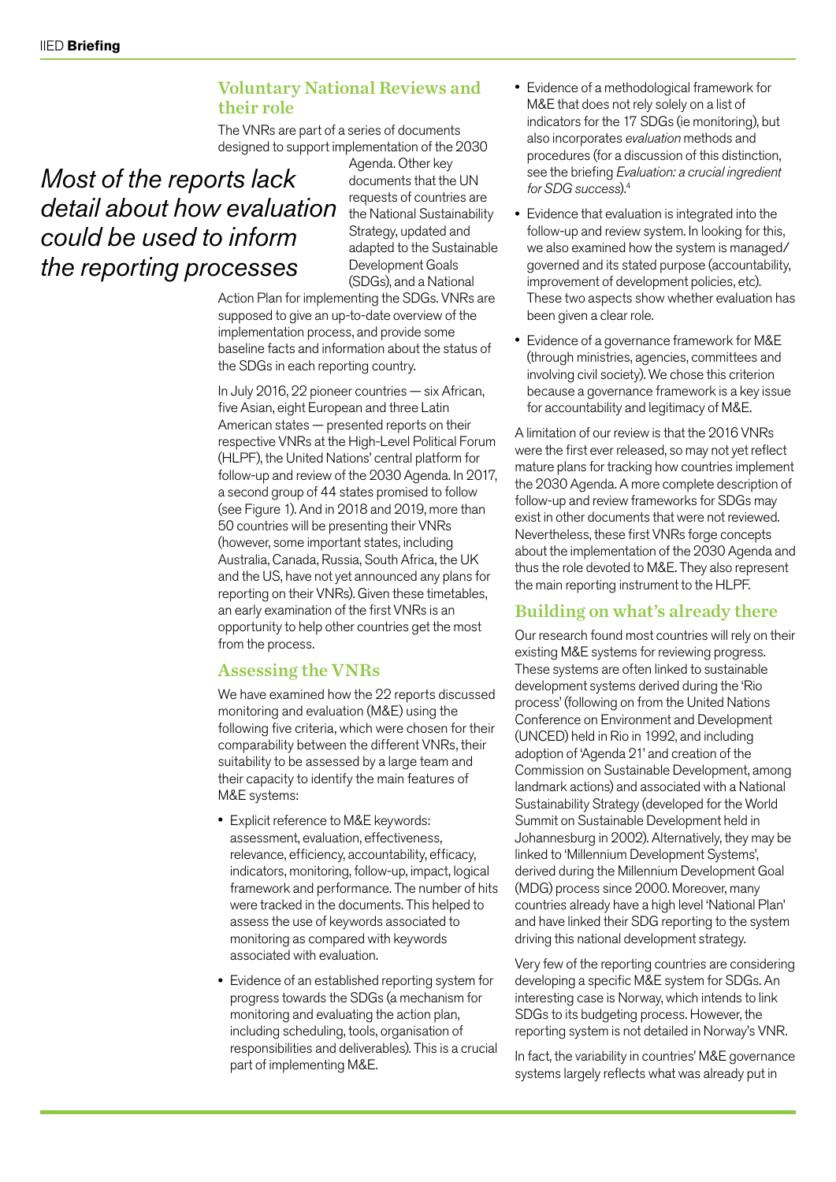## Voluntary National Reviews and their role

The VNRs are part of a series of documents designed to support implementation of the 2030 Agenda. Other key documents that the UN requests of countries are the National Sustainability Strategy, updated and adapted to the Sustainable Development Goals (SDGs), and a National Action Plan for implementing the SDGs. VNRs are supposed to give an up-to-date overview of the implementation process, and provide some baseline facts and information about the status of the SDGs in each reporting country.

*Most of the reports lack detail about how evaluation could be used to inform the reporting processes*

In July 2016, 22 pioneer countries — six African, five Asian, eight European and three Latin American states — presented reports on their respective VNRs at the High-Level Political Forum (HLPF), the United Nations' central platform for follow-up and review of the 2030 Agenda. In 2017, a second group of 44 states promised to follow (see Figure 1). And in 2018 and 2019, more than 50 countries will be presenting their VNRs (however, some important states, including Australia, Canada, Russia, South Africa, the UK and the US, have not yet announced any plans for reporting on their VNRs). Given these timetables, an early examination of the first VNRs is an opportunity to help other countries get the most from the process.

## Assessing the VNRs

We have examined how the 22 reports discussed monitoring and evaluation (M&E) using the following five criteria, which were chosen for their comparability between the different VNRs, their suitability to be assessed by a large team and their capacity to identify the main features of M&E systems:

- Explicit reference to M&E keywords: assessment, evaluation, effectiveness, relevance, efficiency, accountability, efficacy, indicators, monitoring, follow-up, impact, logical framework and performance. The number of hits were tracked in the documents. This helped to assess the use of keywords associated to monitoring as compared with keywords associated with evaluation.
- Evidence of an established reporting system for progress towards the SDGs (a mechanism for monitoring and evaluating the action plan, including scheduling, tools, organisation of responsibilities and deliverables). This is a crucial part of implementing M&E.
- Evidence of a methodological framework for M&E that does not rely solely on a list of indicators for the 17 SDGs (ie monitoring), but also incorporates *evaluation* methods and procedures (for a discussion of this distinction, see the briefing *Evaluation: a crucial ingredient for SDG success*).[4]
- Evidence that evaluation is integrated into the follow-up and review system. In looking for this, we also examined how the system is managed/governed and its stated purpose (accountability, improvement of development policies, etc). These two aspects show whether evaluation has been given a clear role.
- Evidence of a governance framework for M&E (through ministries, agencies, constitutional bodies and involving civil society). We chose this criterion because a governance framework is a key issue for accountability and legitimacy of M&E.

A limitation of our review is that the 2016 VNRs were the first ever released, so may not yet reflect mature plans for tracking how countries implement the 2030 Agenda. A more complete description of follow-up and review frameworks for SDGs may exist in other documents that were not reviewed. Nevertheless, these first VNRs forge concepts about the implementation of the 2030 Agenda and thus the role devoted to M&E. They also represent the main reporting instrument to the HLPF.

## Building on what's already there

Our research found most countries will rely on their existing M&E systems for reviewing progress. These systems are often linked to sustainable development systems derived during the 'Rio process' (following on from the United Nations Conference on Environment and Development (UNCED) held in Rio in 1992, and including adoption of 'Agenda 21' and creation of the Commission on Sustainable Development, among landmark actions) and associated with a National Sustainability Strategy (developed for the World Summit on Sustainable Development held in Johannesburg in 2002). Alternatively, they may be linked to 'Millennium Development Systems', derived during the Millennium Development Goal (MDG) process since 2000. Moreover, many countries already have a high level 'National Plan' and have linked their SDG reporting to the system driving this national development strategy.

Very few of the reporting countries are considering developing a specific M&E system for SDGs. An interesting case is Norway, which intends to link SDGs to its budgeting process. However, the reporting system is not detailed in Norway's VNR.

In fact, the variability in countries' M&E governance systems largely reflects what was already put in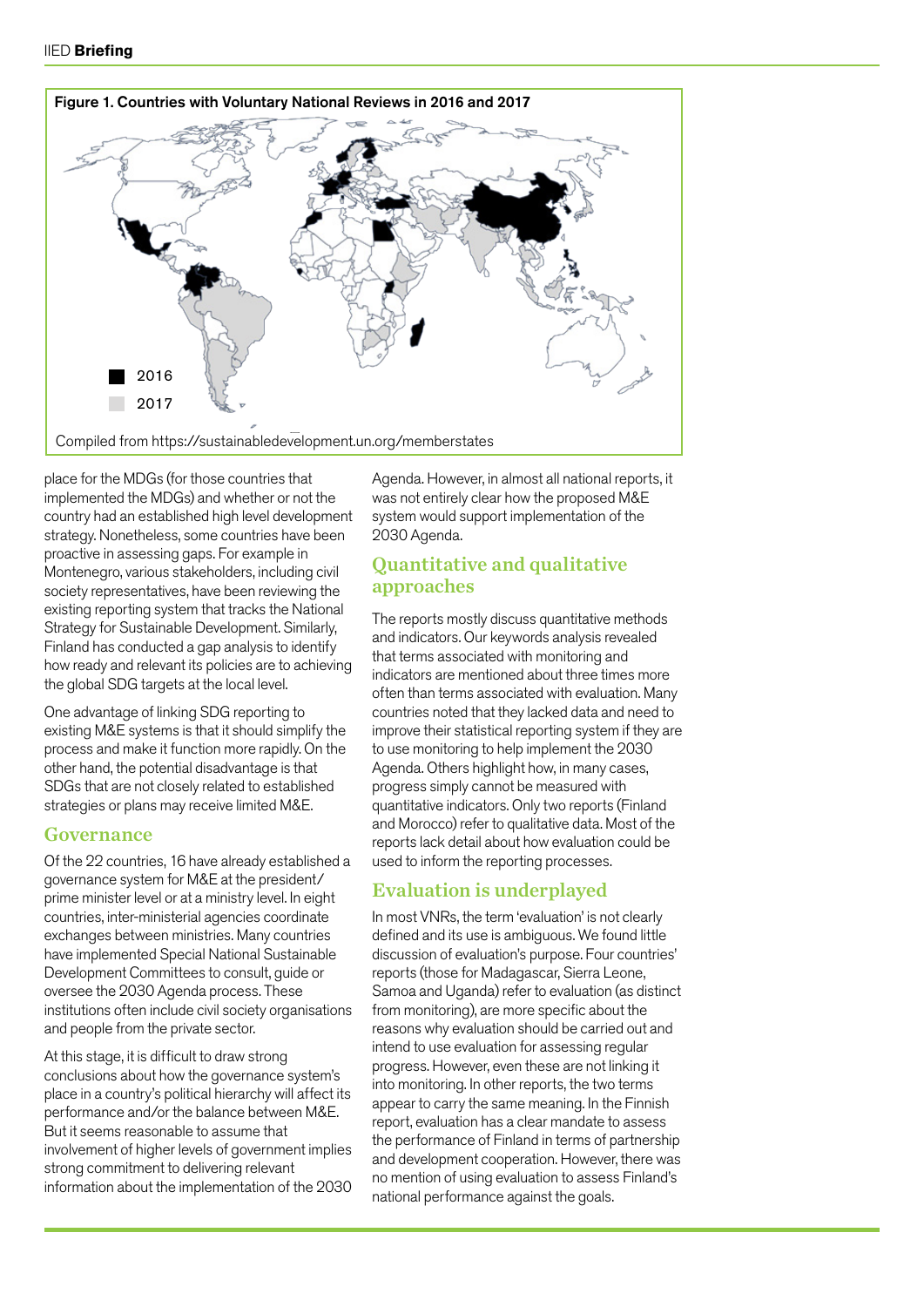**Figure 1. Countries with Voluntary National Reviews in 2016 and 2017**

2016

2017

Compiled from https://sustainabledevelopment.un.org/memberstates

place for the MDGs (for those countries that implemented the MDGs) and whether or not the country had an established high level development strategy. Nonetheless, some countries have been proactive in assessing gaps. For example in Montenegro, various stakeholders, including civil society representatives, have been reviewing the existing reporting system that tracks the National Strategy for Sustainable Development. Similarly, Finland has conducted a gap analysis to identify how ready and relevant its policies are to achieving the global SDG targets at the local level.

One advantage of linking SDG reporting to existing M&E systems is that it should simplify the process and make it function more rapidly. On the other hand, the potential disadvantage is that SDGs that are not closely related to established strategies or plans may receive limited M&E.

## Governance

Of the 22 countries, 16 have already established a governance system for M&E at the president/ prime minister level or at a ministry level. In eight countries, inter-ministerial agencies coordinate exchanges between ministries. Many countries have implemented Special National Sustainable Development Committees to consult, guide or oversee the 2030 Agenda process. These institutions often include civil society organisations and people from the private sector.

At this stage, it is difficult to draw strong conclusions about how the governance system's place in a country's political hierarchy will affect its performance and/or the balance between M&E. But it seems reasonable to assume that involvement of higher levels of government implies strong commitment to delivering relevant information about the implementation of the 2030 Agenda. However, in almost all national reports, it was not entirely clear how the proposed M&E system would support implementation of the 2030 Agenda.

## Quantitative and qualitative approaches

The reports mostly discuss quantitative methods and indicators. Our keywords analysis revealed that terms associated with monitoring and indicators are mentioned about three times more often than terms associated with evaluation. Many countries noted that they lacked data and need to improve their statistical reporting system if they are to use monitoring to help implement the 2030 Agenda. Others highlight how, in many cases, progress simply cannot be measured with quantitative indicators. Only two reports (Finland and Morocco) refer to qualitative data. Most of the reports lack detail about how evaluation could be used to inform the reporting processes.

## Evaluation is underplayed

In most VNRs, the term 'evaluation' is not clearly defined and its use is ambiguous. We found little discussion of evaluation's purpose. Four countries' reports (those for Madagascar, Sierra Leone, Samoa and Uganda) refer to evaluation (as distinct from monitoring), are more specific about the reasons why evaluation should be carried out and intend to use evaluation for assessing regular progress. However, even these are not linking it into monitoring. In other reports, the two terms appear to carry the same meaning. In the Finnish report, evaluation has a clear mandate to assess the performance of Finland in terms of partnership and development cooperation. However, there was no mention of using evaluation to assess Finland's national performance against the goals.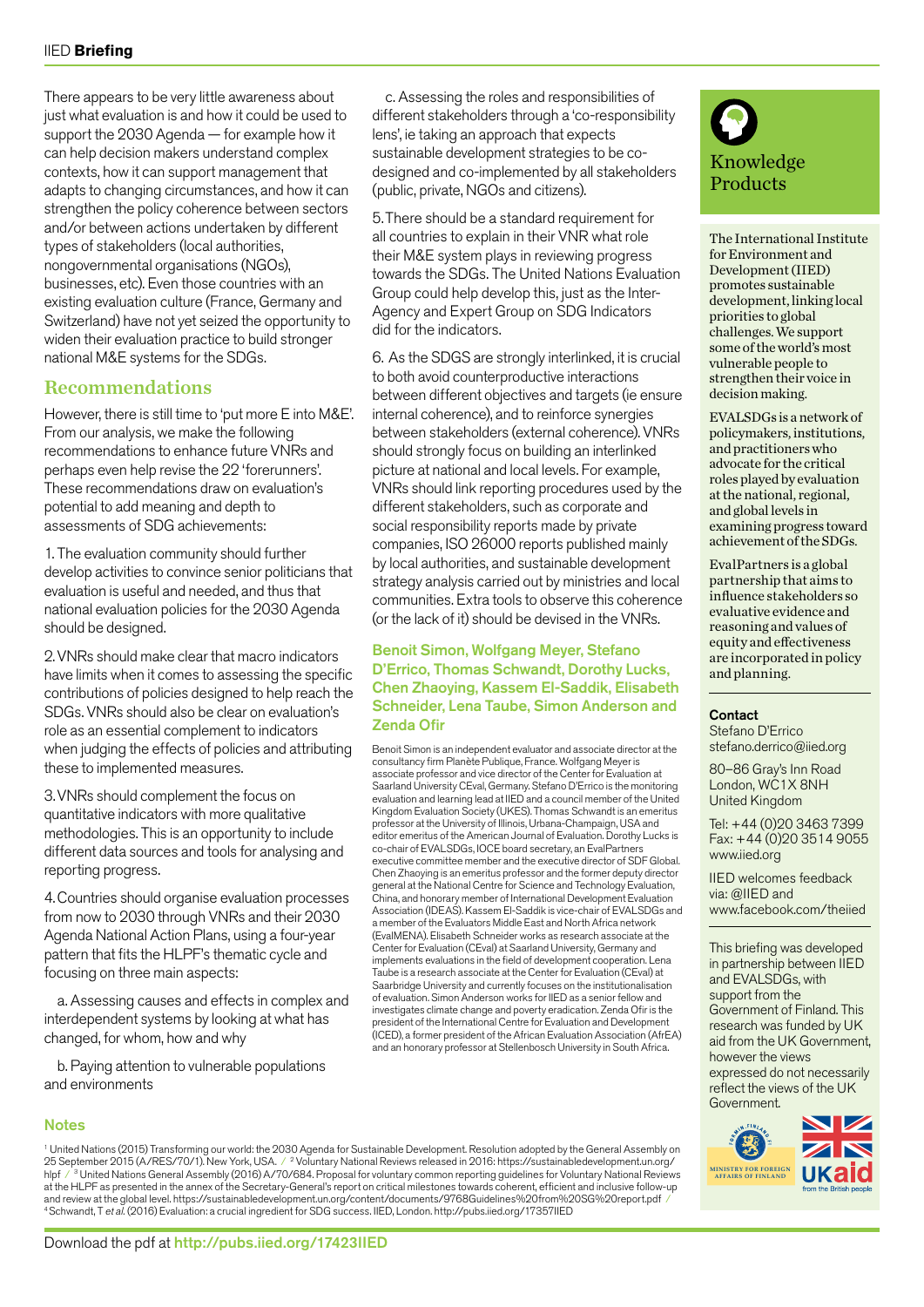There appears to be very little awareness about just what evaluation is and how it could be used to support the 2030 Agenda — for example how it can help decision makers understand complex contexts, how it can support management that adapts to changing circumstances, and how it can strengthen the policy coherence between sectors and/or between actions undertaken by different types of stakeholders (local authorities, nongovernmental organisations (NGOs), businesses, etc). Even those countries with an existing evaluation culture (France, Germany and Switzerland) have not yet seized the opportunity to widen their evaluation practice to build stronger national M&E systems for the SDGs.

## Recommendations

However, there is still time to 'put more E into M&E'. From our analysis, we make the following recommendations to enhance future VNRs and perhaps even help revise the 22 'forerunners'. These recommendations draw on evaluation's potential to add meaning and depth to assessments of SDG achievements:

1. The evaluation community should further develop activities to convince senior politicians that evaluation is useful and needed, and thus that national evaluation policies for the 2030 Agenda should be designed.

2. VNRs should make clear that macro indicators have limits when it comes to assessing the specific contributions of policies designed to help reach the SDGs. VNRs should also be clear on evaluation's role as an essential complement to indicators when judging the effects of policies and attributing these to implemented measures.

3. VNRs should complement the focus on quantitative indicators with more qualitative methodologies. This is an opportunity to include different data sources and tools for analysing and reporting progress.

4. Countries should organise evaluation processes from now to 2030 through VNRs and their 2030 Agenda National Action Plans, using a four-year pattern that fits the HLPF's thematic cycle and focusing on three main aspects:

   a. Assessing causes and effects in complex and interdependent systems by looking at what has changed, for whom, how and why

   b. Paying attention to vulnerable populations and environments

   c. Assessing the roles and responsibilities of different stakeholders through a 'co-responsibility lens', ie taking an approach that expects sustainable development strategies to be co-designed and co-implemented by all stakeholders (public, private, NGOs and citizens).

5. There should be a standard requirement for all countries to explain in their VNR what role their M&E system plays in reviewing progress towards the SDGs. The United Nations Evaluation Group could help develop this, just as the Inter-Agency and Expert Group on SDG Indicators did for the indicators.

6. As the SDGS are strongly interlinked, it is crucial to both avoid counterproductive interactions between different objectives and targets (ie ensure internal coherence), and to reinforce synergies between stakeholders (external coherence). VNRs should strongly focus on building an interlinked picture at national and local levels. For example, VNRs should link reporting procedures used by the different stakeholders, such as corporate and social responsibility reports made by private companies, ISO 26000 reports published mainly by local authorities, and sustainable development strategy analysis carried out by ministries and local communities. Extra tools to observe this coherence (or the lack of it) should be devised in the VNRs.

**Benoit Simon, Wolfgang Meyer, Stefano D'Errico, Thomas Schwandt, Dorothy Lucks, Chen Zhaoying, Kassem El-Saddik, Elisabeth Schneider, Lena Taube, Simon Anderson and Zenda Ofir**

Benoit Simon is an independent evaluator and associate director at the consultancy firm Planète Publique, France. Wolfgang Meyer is associate professor and vice director of the Center for Evaluation at Saarland University CEval, Germany. Stefano D'Errico is the monitoring evaluation and learning lead at IIED and a council member of the United Kingdom Evaluation Society (UKES). Thomas Schwandt is an emeritus professor at the University of Illinois, Urbana-Champaign, USA and editor emeritus of the American Journal of Evaluation. Dorothy Lucks is co-chair of EVALSDGs, IOCE board secretary, an EvalPartners executive committee member and the executive director of SDF Global. Chen Zhaoying is an emeritus professor and the former deputy director general at the National Centre for Science and Technology Evaluation, China, and honorary member of International Development Evaluation Association (IDEAS). Kassem El-Saddik is vice-chair of EVALSDGs and a member of the Evaluators Middle East and North Africa network (EvalMENA). Elisabeth Schneider works as research associate at the Center for Evaluation (CEval) at Saarland University, Germany and implements evaluations in the field of development cooperation. Lena Taube is a research associate at the Center for Evaluation (CEval) at Saarbridge University and currently focuses on the institutionalisation of evaluation. Simon Anderson works for IIED as a senior fellow and investigates climate change and poverty eradication. Zenda Ofir is the president of the International Centre for Evaluation and Development (ICED), a former president of the African Evaluation Association (AfrEA) and an honorary professor at Stellenbosch University in South Africa.

## Knowledge Products

The International Institute for Environment and Development (IIED) promotes sustainable development, linking local priorities to global challenges. We support some of the world's most vulnerable people to strengthen their voice in decision making.

EVALSDGs is a network of policymakers, institutions, and practitioners who advocate for the critical roles played by evaluation at the national, regional, and global levels in examining progress toward achievement of the SDGs.

EvalPartners is a global partnership that aims to influence stakeholders so evaluative evidence and reasoning and values of equity and effectiveness are incorporated in policy and planning.

**Contact**
Stefano D'Errico
stefano.derrico@iied.org

80–86 Gray's Inn Road
London, WC1X 8NH
United Kingdom

Tel: +44 (0)20 3463 7399
Fax: +44 (0)20 3514 9055
www.iied.org

IIED welcomes feedback via: @IIED and www.facebook.com/theiied

This briefing was developed in partnership between IIED and EVALSDGs, with support from the Government of Finland. This research was funded by UK aid from the UK Government, however the views expressed do not necessarily reflect the views of the UK Government.

MINISTRY FOR FOREIGN AFFAIRS OF FINLAND

UKaid from the British people

## Notes

[1] United Nations (2015) Transforming our world: the 2030 Agenda for Sustainable Development. Resolution adopted by the General Assembly on 25 September 2015 (A/RES/70/1). New York, USA. / [2] Voluntary National Reviews released in 2016: https://sustainabledevelopment.un.org/hlpf / [3] United Nations General Assembly (2016) A/70/684. Proposal for voluntary common reporting guidelines for Voluntary National Reviews at the HLPF as presented in the annex of the Secretary-General's report on critical milestones towards coherent, efficient and inclusive follow-up and review at the global level. https://sustainabledevelopment.un.org/content/documents/9768Guidelines%20from%20SG%20report.pdf / [4] Schwandt, T *et al.* (2016) Evaluation: a crucial ingredient for SDG success. IIED, London. http://pubs.iied.org/17357IIED

Download the pdf at **http://pubs.iied.org/17423IIED**